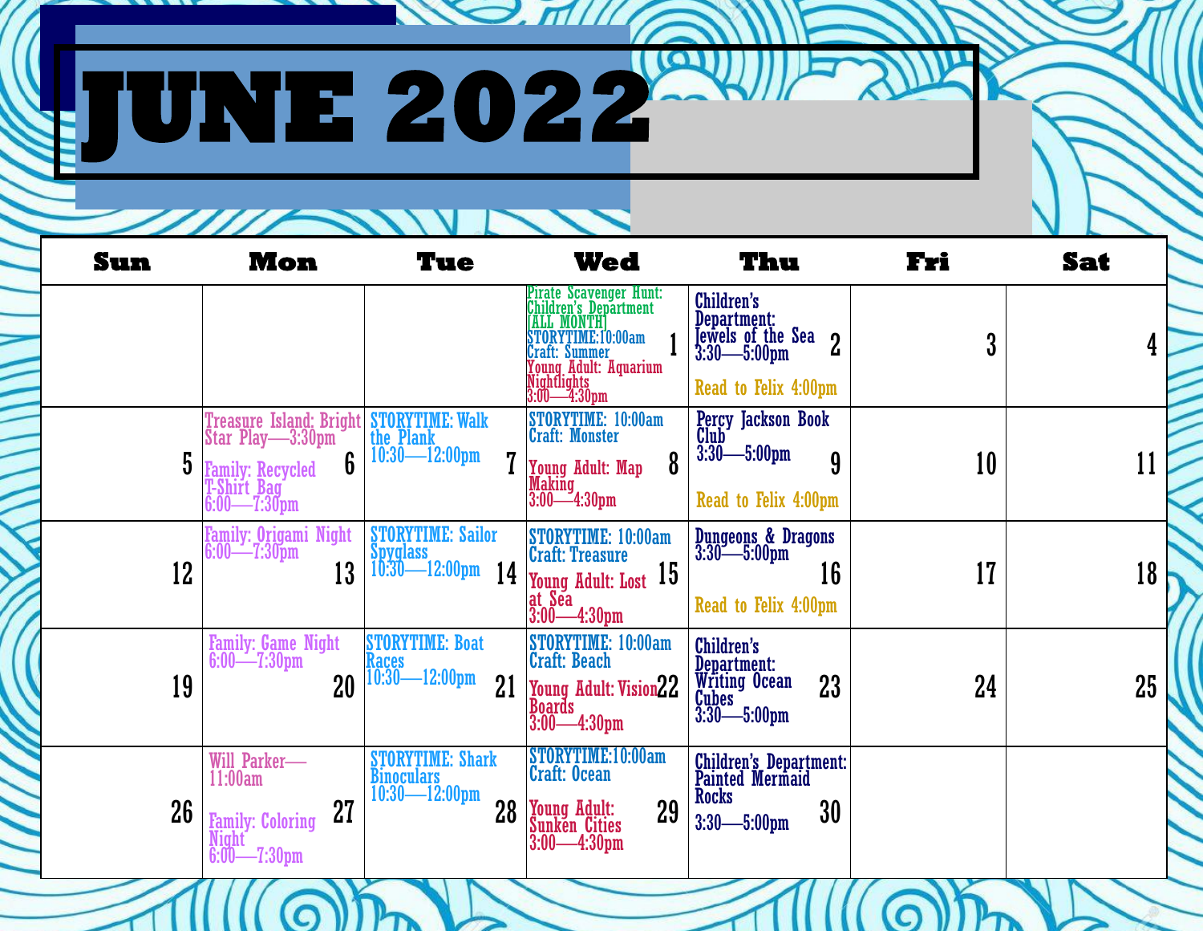# JUNE 2022

| Sun | Mon | Tue | Wed | Thu | Fri | Sat |
|---|---|---|---|---|---|---|
| | | | Pirate Scavenger Hunt: Children's Department [ALL MONTH] STORYTIME:10:00am Craft: Summer Young Adult: Aquarium Nightlights 3:00—4:30pm 1 | Children's Department: Jewels of the Sea 3:30—5:00pm 2 Read to Felix 4:00pm | 3 | 4 |
| 5 | Treasure Island: Bright Star Play—3:30pm Family: Recycled T-Shirt Bag 6:00—7:30pm 6 | STORYTIME: Walk the Plank 10:30—12:00pm 7 | STORYTIME: 10:00am Craft: Monster Young Adult: Map Making 3:00—4:30pm 8 | Percy Jackson Book Club 3:30—5:00pm 9 Read to Felix 4:00pm | 10 | 11 |
| 12 | Family: Origami Night 6:00—7:30pm 13 | STORYTIME: Sailor Spyglass 10:30—12:00pm 14 | STORYTIME: 10:00am Craft: Treasure Young Adult: Lost at Sea 3:00—4:30pm 15 | Dungeons & Dragons 3:30—5:00pm 16 Read to Felix 4:00pm | 17 | 18 |
| 19 | Family: Game Night 6:00—7:30pm 20 | STORYTIME: Boat Races 10:30—12:00pm 21 | STORYTIME: 10:00am Craft: Beach Young Adult: Vision Boards 3:00—4:30pm 22 | Children's Department: Writing Ocean Cubes 3:30—5:00pm 23 | 24 | 25 |
| 26 | Will Parker—11:00am Family: Coloring Night 6:00—7:30pm 27 | STORYTIME: Shark Binoculars 10:30—12:00pm 28 | STORYTIME:10:00am Craft: Ocean Young Adult: Sunken Cities 3:00—4:30pm 29 | Children's Department: Painted Mermaid Rocks 3:30—5:00pm 30 | | |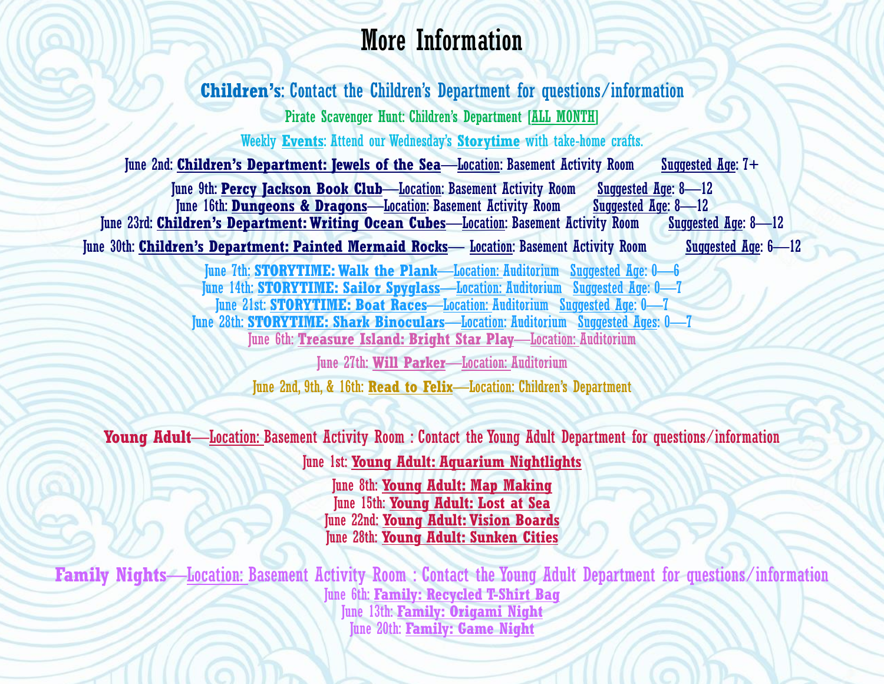# More Information

**Children's**: Contact the Children's Department for questions/information

Pirate Scavenger Hunt: Children's Department [ALL MONTH]

Weekly **Events**: Attend our Wednesday's **Storytime** with take-home crafts.

June 2nd: **Children's Department: Jewels of the Sea**—Location: Basement Activity Room  Suggested Age: 7+

June 9th: **Percy Jackson Book Club**—Location: Basement Activity Room  Suggested Age: 8—12
June 16th: **Dungeons & Dragons**—Location: Basement Activity Room  Suggested Age: 8—12
June 23rd: **Children's Department: Writing Ocean Cubes**—Location: Basement Activity Room  Suggested Age: 8—12

June 30th: **Children's Department: Painted Mermaid Rocks**— Location: Basement Activity Room  Suggested Age: 6—12

June 7th: **STORYTIME: Walk the Plank**—Location: Auditorium  Suggested Age: 0—6
June 14th: **STORYTIME: Sailor Spyglass**—Location: Auditorium  Suggested Age: 0—7
June 21st: **STORYTIME: Boat Races**—Location: Auditorium  Suggested Age: 0—7
June 28th: **STORYTIME: Shark Binoculars**—Location: Auditorium  Suggested Ages: 0—7
June 6th: **Treasure Island: Bright Star Play**—Location: Auditorium

June 27th: **Will Parker**—Location: Auditorium

June 2nd, 9th, & 16th: **Read to Felix**—Location: Children's Department

**Young Adult**—Location: Basement Activity Room : Contact the Young Adult Department for questions/information

June 1st: **Young Adult: Aquarium Nightlights**

June 8th: **Young Adult: Map Making**
June 15th: **Young Adult: Lost at Sea**
June 22nd: **Young Adult: Vision Boards**
June 28th: **Young Adult: Sunken Cities**

**Family Nights**—Location: Basement Activity Room : Contact the Young Adult Department for questions/information
June 6th: **Family: Recycled T-Shirt Bag**
June 13th: **Family: Origami Night**
June 20th: **Family: Game Night**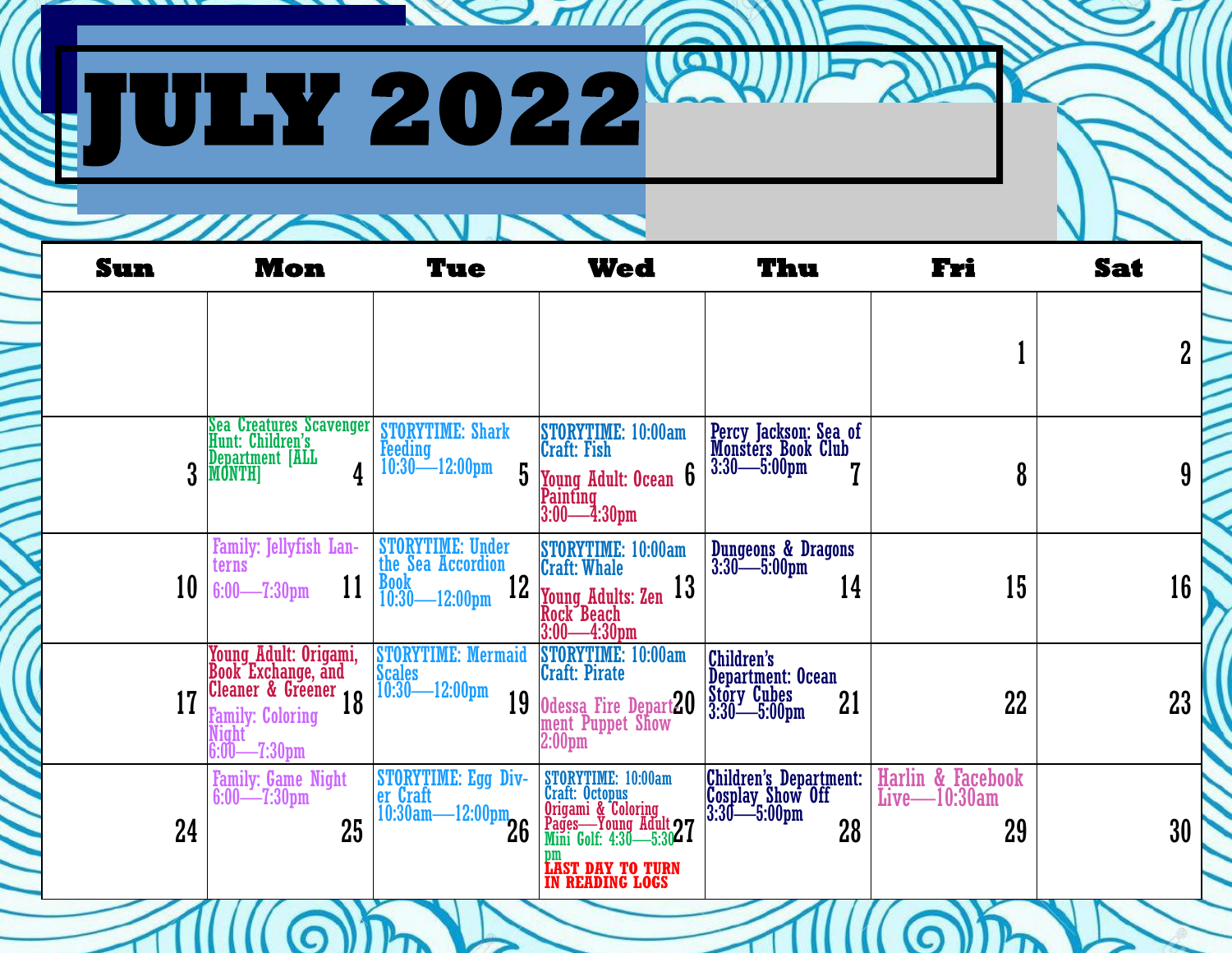# JULY 2022

| Sun | Mon | Tue | Wed | Thu | Fri | Sat |
|---|---|---|---|---|---|---|
| | | | | | 1 | 2 |
| 3 | 4 Sea Creatures Scavenger Hunt: Children's Department [ALL MONTH] | 5 STORYTIME: Shark Feeding 10:30—12:00pm | 6 STORYTIME: 10:00am Craft: Fish<br>Young Adult: Ocean Painting 3:00—4:30pm | 7 Percy Jackson: Sea of Monsters Book Club 3:30—5:00pm | 8 | 9 |
| 10 | 11 Family: Jellyfish Lanterns 6:00—7:30pm | 12 STORYTIME: Under the Sea Accordion Book 10:30—12:00pm | 13 STORYTIME: 10:00am Craft: Whale<br>Young Adults: Zen Rock Beach 3:00—4:30pm | 14 Dungeons & Dragons 3:30—5:00pm | 15 | 16 |
| 17 | 18 Young Adult: Origami, Book Exchange, and Cleaner & Greener<br>Family: Coloring Night 6:00—7:30pm | 19 STORYTIME: Mermaid Scales 10:30—12:00pm | 20 STORYTIME: 10:00am Craft: Pirate<br>Odessa Fire Department Puppet Show 2:00pm | 21 Children's Department: Ocean Story Cubes 3:30—5:00pm | 22 | 23 |
| 24 | 25 Family: Game Night 6:00—7:30pm | 26 STORYTIME: Egg Diver Craft 10:30am—12:00pm | 27 STORYTIME: 10:00am Craft: Octopus<br>Origami & Coloring Pages—Young Adult<br>Mini Golf: 4:30—5:30 pm<br>**LAST DAY TO TURN IN READING LOGS** | 28 Children's Department: Cosplay Show Off 3:30—5:00pm | 29 Harlin & Facebook Live—10:30am | 30 |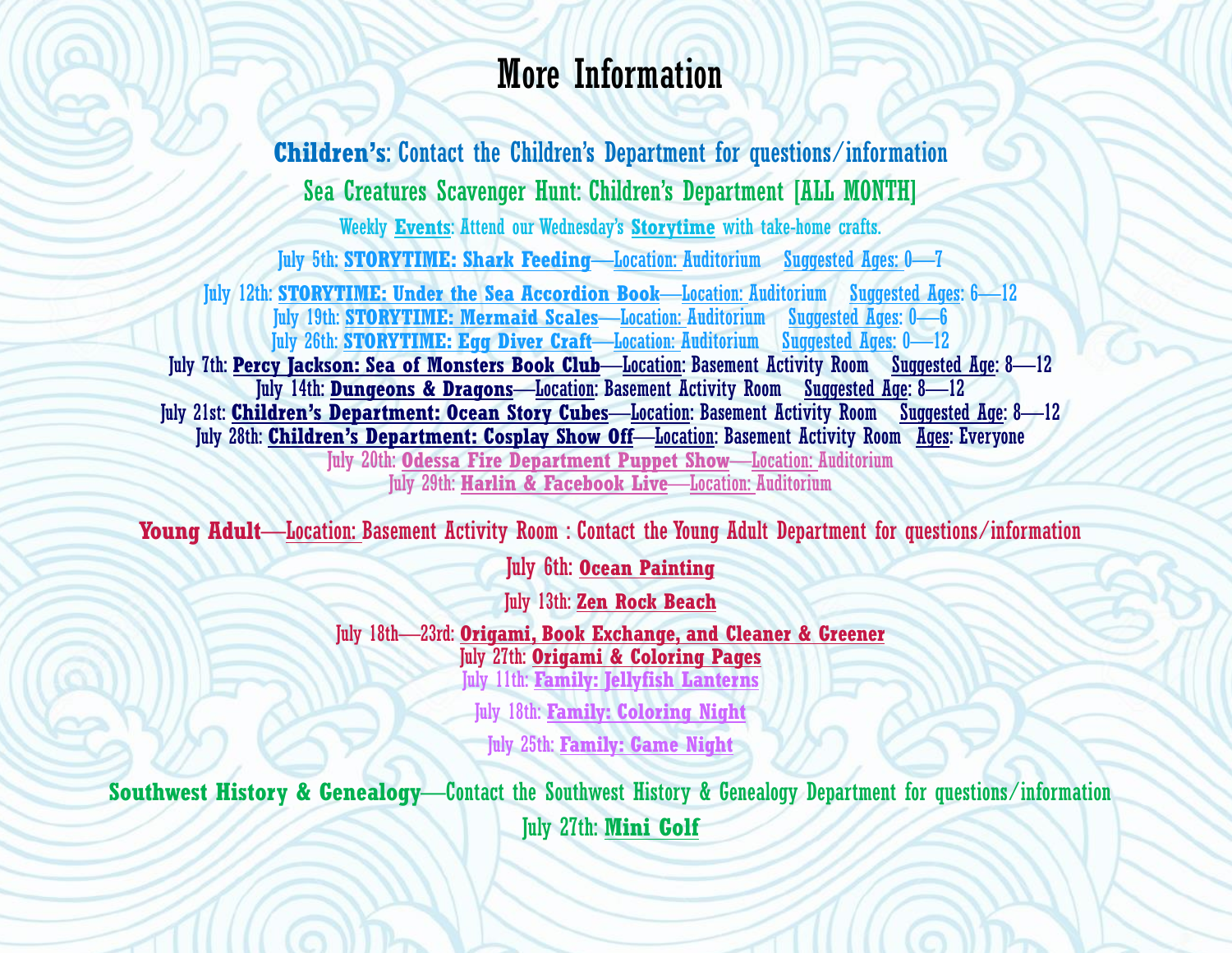# More Information

**Children's**: Contact the Children's Department for questions/information

Sea Creatures Scavenger Hunt: Children's Department [ALL MONTH]

Weekly **Events**: Attend our Wednesday's **Storytime** with take-home crafts.

July 5th: **STORYTIME: Shark Feeding**—Location: Auditorium    Suggested Ages: 0—7

July 12th: **STORYTIME: Under the Sea Accordion Book**—Location: Auditorium    Suggested Ages: 6—12
July 19th: **STORYTIME: Mermaid Scales**—Location: Auditorium    Suggested Ages: 0—6
July 26th: **STORYTIME: Egg Diver Craft**—Location: Auditorium    Suggested Ages: 0—12
July 7th: **Percy Jackson: Sea of Monsters Book Club**—Location: Basement Activity Room    Suggested Age: 8—12
July 14th: **Dungeons & Dragons**—Location: Basement Activity Room    Suggested Age: 8—12
July 21st: **Children's Department: Ocean Story Cubes**—Location: Basement Activity Room    Suggested Age: 8—12
July 28th: **Children's Department: Cosplay Show Off**—Location: Basement Activity Room    Ages: Everyone
July 20th: **Odessa Fire Department Puppet Show**—Location: Auditorium
July 29th: **Harlin & Facebook Live**—Location: Auditorium

**Young Adult**—Location: Basement Activity Room : Contact the Young Adult Department for questions/information

July 6th: **Ocean Painting**

July 13th: **Zen Rock Beach**

July 18th—23rd: **Origami, Book Exchange, and Cleaner & Greener**
July 27th: **Origami & Coloring Pages**
July 11th: **Family: Jellyfish Lanterns**

July 18th: **Family: Coloring Night**

July 25th: **Family: Game Night**

**Southwest History & Genealogy**—Contact the Southwest History & Genealogy Department for questions/information

July 27th: **Mini Golf**